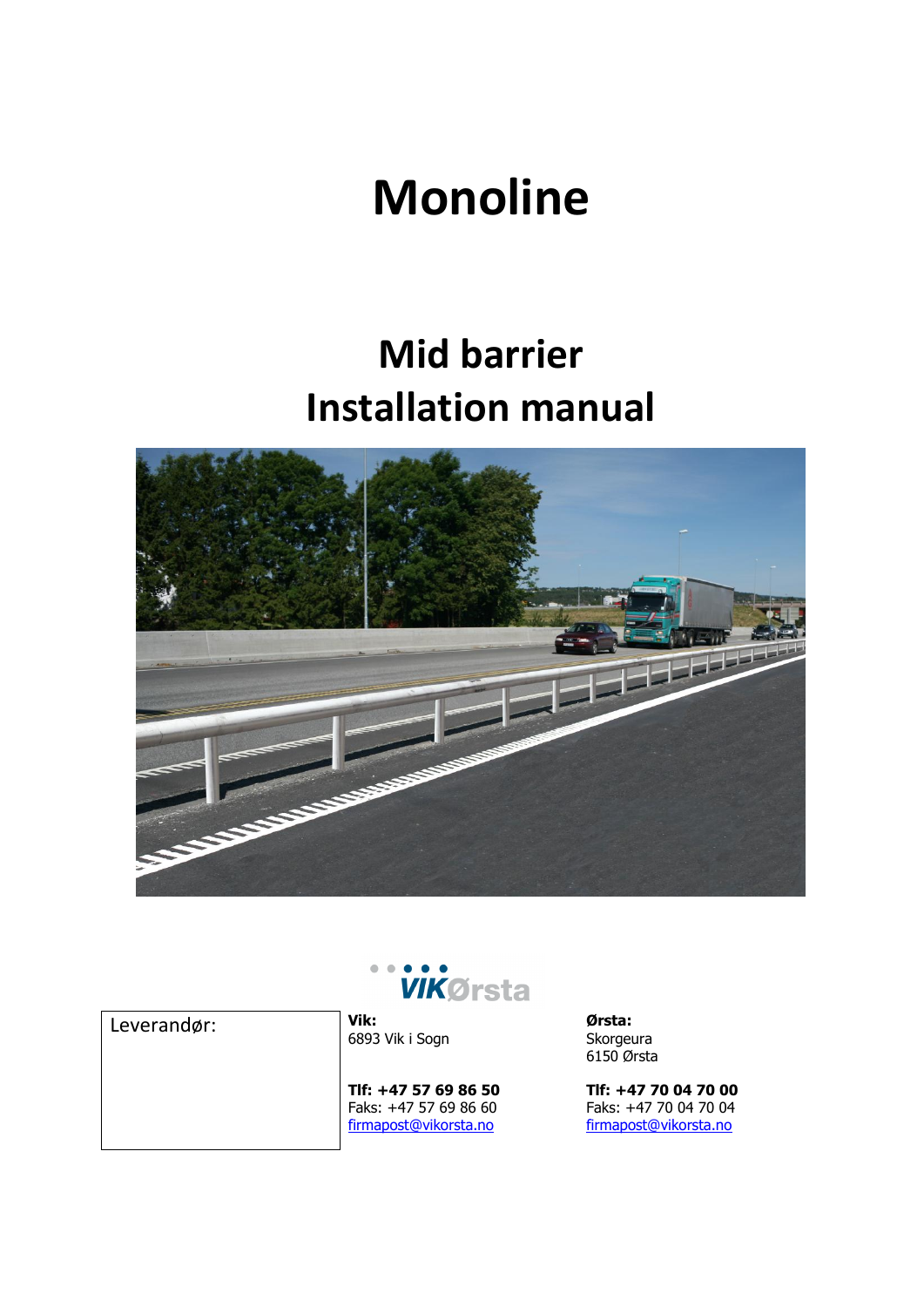# Monoline

## Mid barrier
## Installation manual

VIKØrsta

Leverandør:

**Vik:**
6893 Vik i Sogn

**Tlf: +47 57 69 86 50**
Faks: +47 57 69 86 60
firmapost@vikorsta.no

**Ørsta:**
Skorgeura
6150 Ørsta

**Tlf: +47 70 04 70 00**
Faks: +47 70 04 70 04
firmapost@vikorsta.no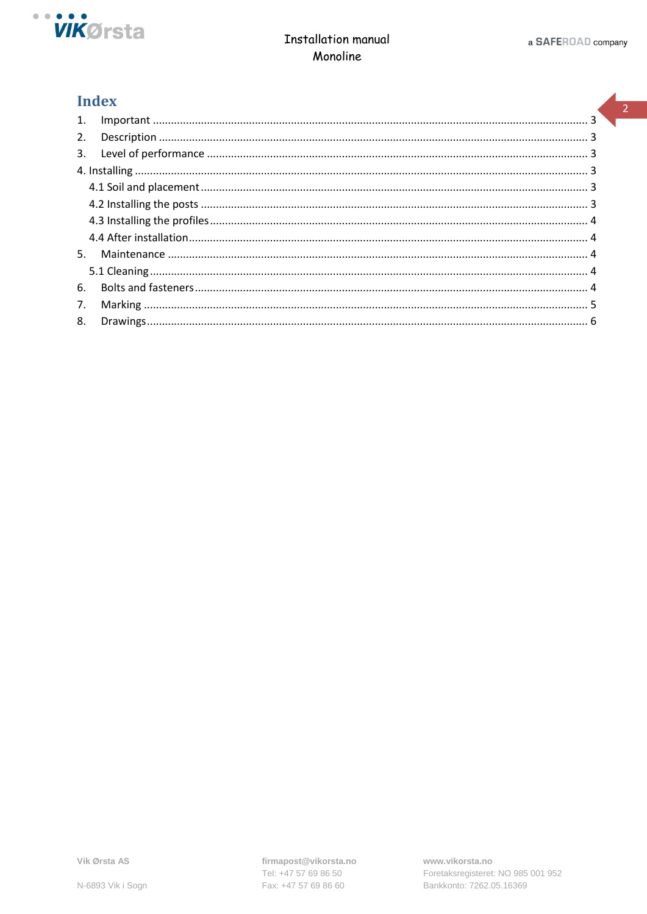# Index

1. Important ............................................................. 3
2. Description ........................................................... 3
3. Level of performance ................................................ 3

4. Installing ............................................................... 3

   4.1 Soil and placement ................................................ 3

   4.2 Installing the posts ............................................... 3

   4.3 Installing the profiles ............................................ 4

   4.4 After installation .................................................. 4

5. Maintenance ........................................................... 4

   5.1 Cleaning .............................................................. 4

6. Bolts and fasteners ................................................... 4
7. Marking ................................................................ 5
8. Drawings ............................................................... 6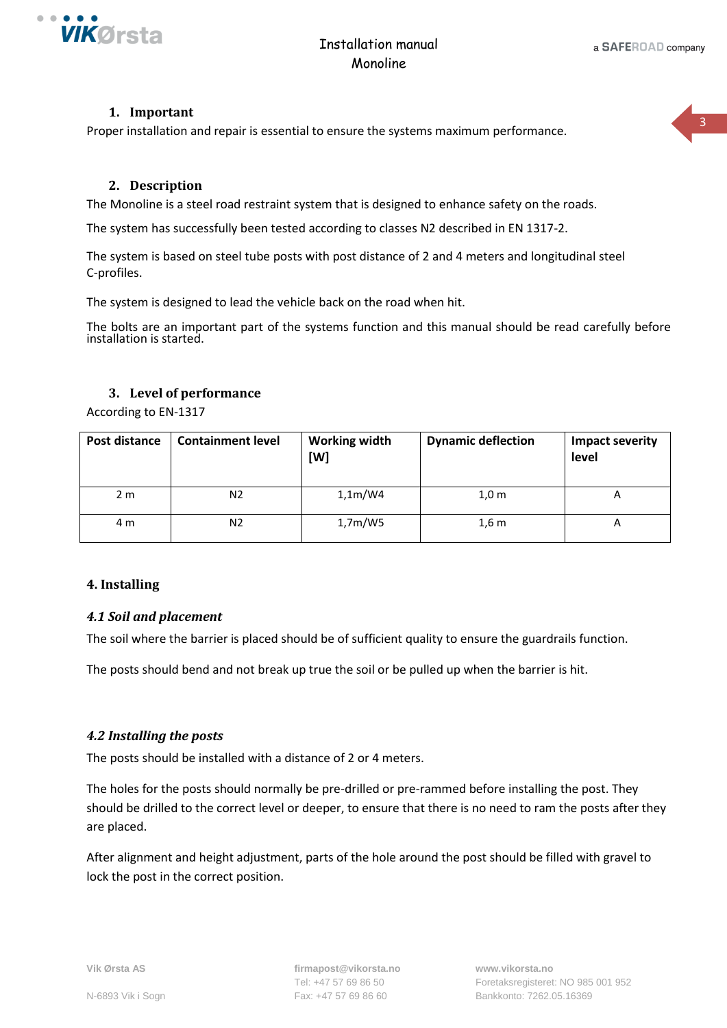## 1. Important

Proper installation and repair is essential to ensure the systems maximum performance.

## 2. Description

The Monoline is a steel road restraint system that is designed to enhance safety on the roads.

The system has successfully been tested according to classes N2 described in EN 1317-2.

The system is based on steel tube posts with post distance of 2 and 4 meters and longitudinal steel C-profiles.

The system is designed to lead the vehicle back on the road when hit.

The bolts are an important part of the systems function and this manual should be read carefully before installation is started.

## 3. Level of performance

According to EN-1317

| Post distance | Containment level | Working width [W] | Dynamic deflection | Impact severity level |
|---|---|---|---|---|
| 2 m | N2 | 1,1m/W4 | 1,0 m | A |
| 4 m | N2 | 1,7m/W5 | 1,6 m | A |

## 4. Installing

### *4.1 Soil and placement*

The soil where the barrier is placed should be of sufficient quality to ensure the guardrails function.

The posts should bend and not break up true the soil or be pulled up when the barrier is hit.

### *4.2 Installing the posts*

The posts should be installed with a distance of 2 or 4 meters.

The holes for the posts should normally be pre-drilled or pre-rammed before installing the post. They should be drilled to the correct level or deeper, to ensure that there is no need to ram the posts after they are placed.

After alignment and height adjustment, parts of the hole around the post should be filled with gravel to lock the post in the correct position.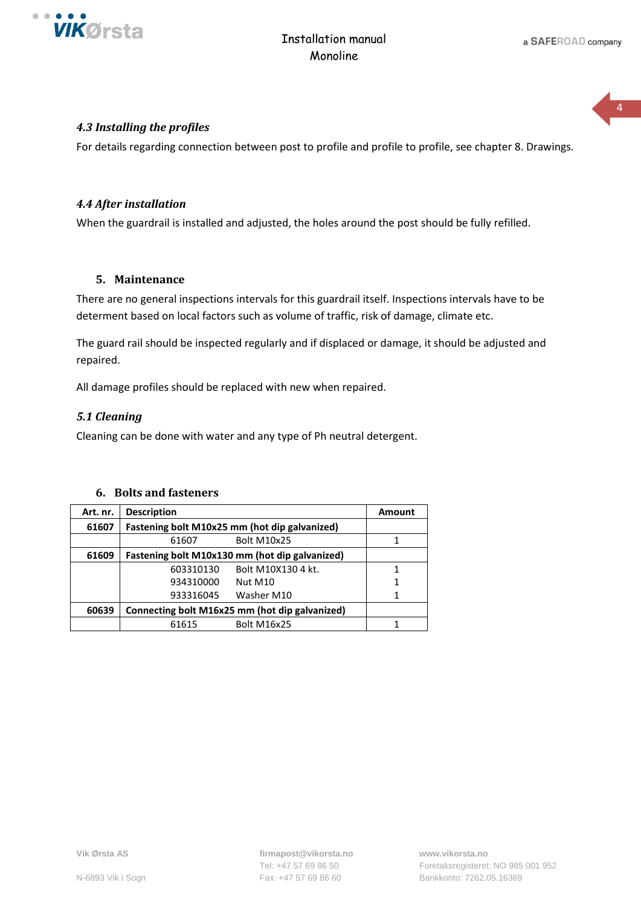### *4.3 Installing the profiles*

For details regarding connection between post to profile and profile to profile, see chapter 8. Drawings.

### *4.4 After installation*

When the guardrail is installed and adjusted, the holes around the post should be fully refilled.

## 5. Maintenance

There are no general inspections intervals for this guardrail itself. Inspections intervals have to be determent based on local factors such as volume of traffic, risk of damage, climate etc.

The guard rail should be inspected regularly and if displaced or damage, it should be adjusted and repaired.

All damage profiles should be replaced with new when repaired.

### *5.1 Cleaning*

Cleaning can be done with water and any type of Ph neutral detergent.

## 6. Bolts and fasteners

| Art. nr. | Description | | Amount |
|---|---|---|---|
| **61607** | **Fastening bolt M10x25 mm (hot dip galvanized)** | | |
| | 61607 | Bolt M10x25 | 1 |
| **61609** | **Fastening bolt M10x130 mm (hot dip galvanized)** | | |
| | 603310130 | Bolt M10X130 4 kt. | 1 |
| | 934310000 | Nut M10 | 1 |
| | 933316045 | Washer M10 | 1 |
| **60639** | **Connecting bolt M16x25 mm (hot dip galvanized)** | | |
| | 61615 | Bolt M16x25 | 1 |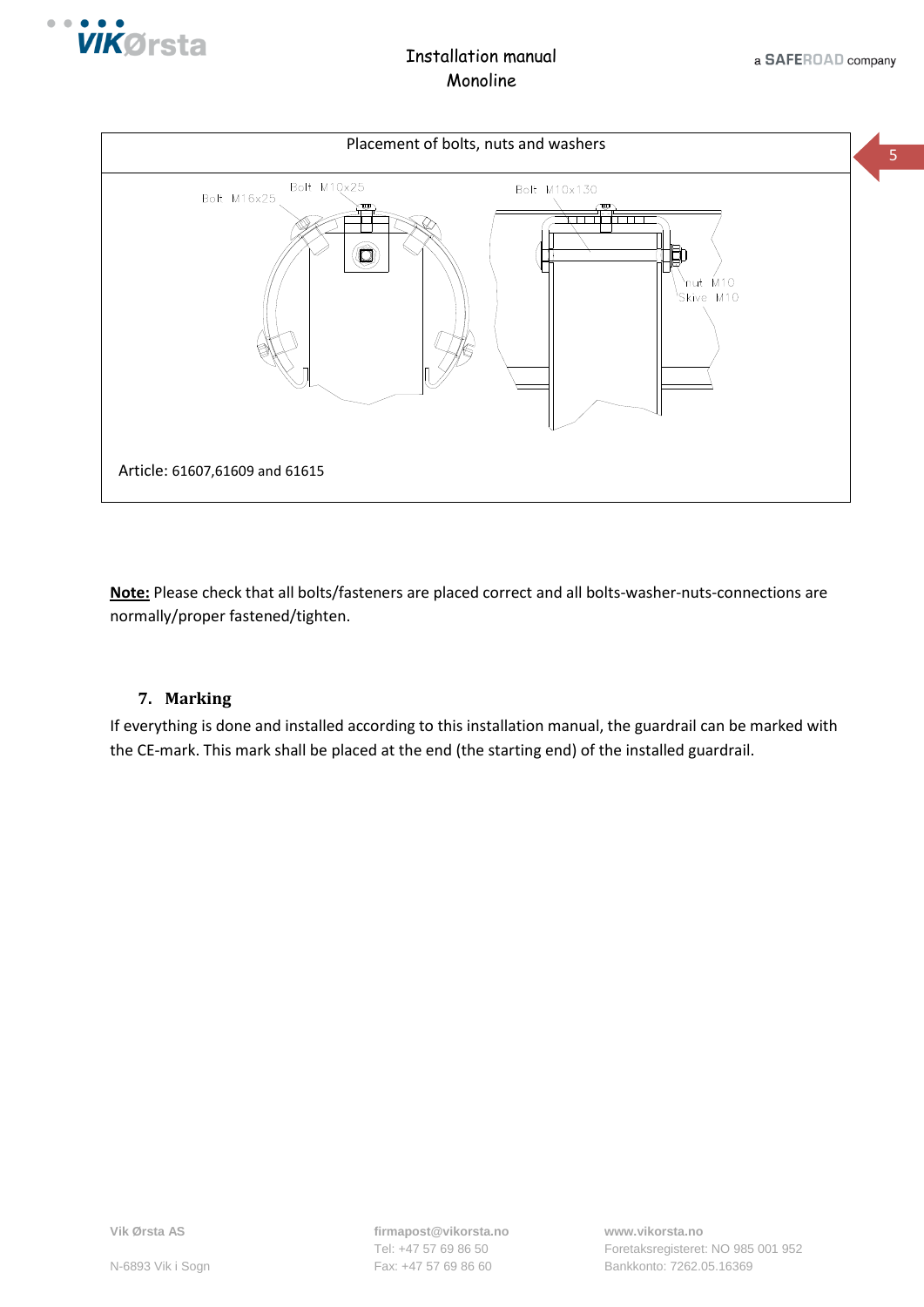Placement of bolts, nuts and washers

Bolt M16x25

Bolt M10x25

Bolt M10x130

nut M10

Skive M10

Article: 61607,61609 and 61615

**Note:** Please check that all bolts/fasteners are placed correct and all bolts-washer-nuts-connections are normally/proper fastened/tighten.

## 7. Marking

If everything is done and installed according to this installation manual, the guardrail can be marked with the CE-mark. This mark shall be placed at the end (the starting end) of the installed guardrail.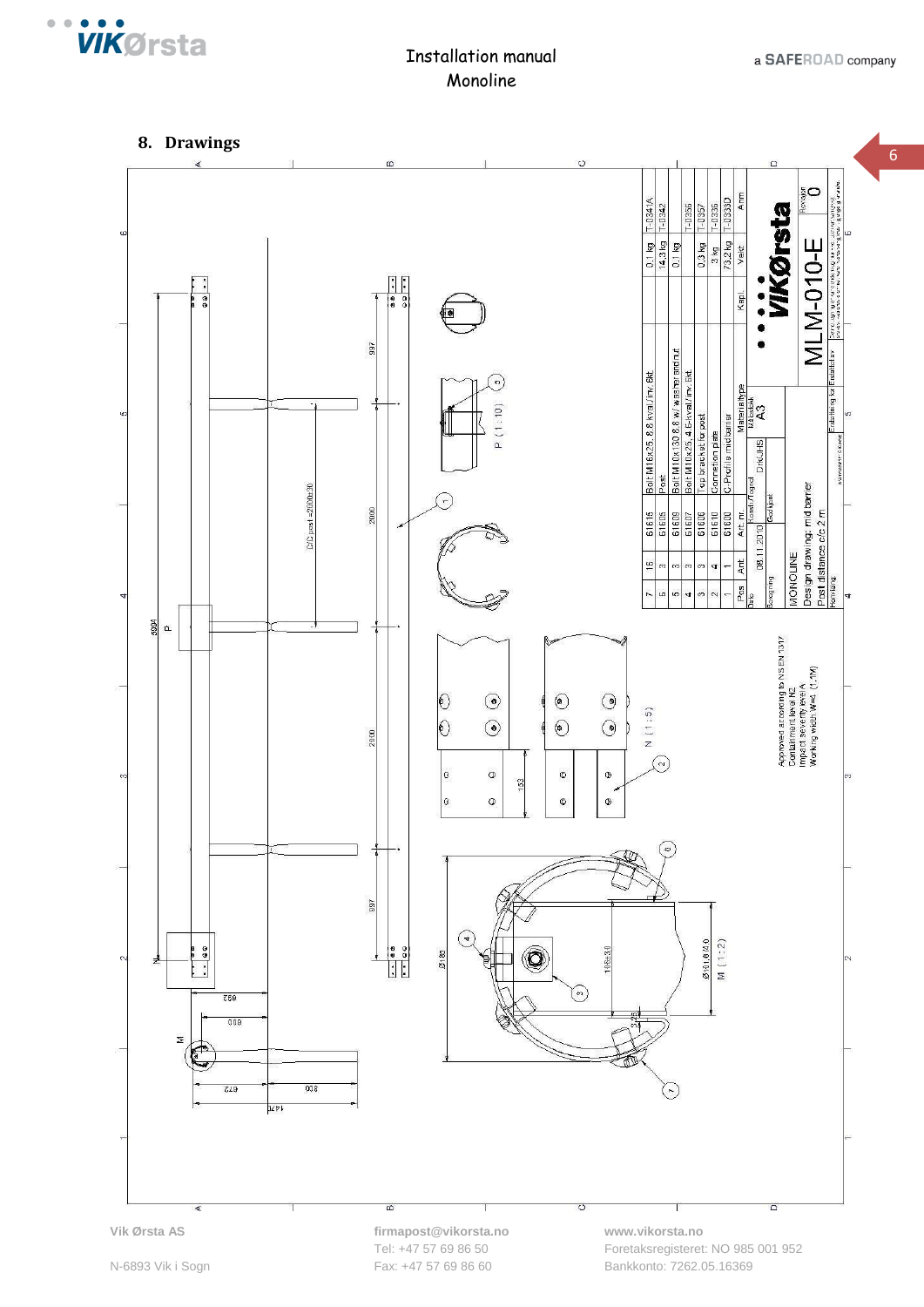## 8. Drawings

| Pos | Ant. | Art. nr. | Materialtype | Kapl. | Vekt | Anm |
|---|---|---|---|---|---|---|
| 7 | 16 | 61615 | Bolt M16x25, 8.8 kval./inv. 6kt. | | 0,1 kg | T-0341A |
| 6 | 3 | 61605 | Post | | 14,3 kg | T-0342 |
| 5 | 3 | 61609 | Bolt M10x130 8.8 w/ washer and nut | | 0,1 kg | |
| 4 | 3 | 61607 | Bolt M10x25, 4.6-kval./inv. 6kt. | | | T-0356 |
| 3 | 3 | 61606 | Top bracket for post | | 0,3 kg | T-0357 |
| 2 | 4 | 61610 | Connection plate | | 3 kg | T-0336 |
| 1 | 1 | 61600 | C-Profile mid barrier | | 73,2 kg | T-0333D |

Dato: 08.11.2010 | Konstr./Tegnet: DR/JHS | Målestokk: A3

MONOLINE
Design drawing: mid barrier
Post distance c/c 2 m

MLM-010-E

Revisjon: 0

Approved according to NS EN 1317
Containment level N2
Impact severity level A
Working width W=4 (1,1M)

C/C post = 2000±30

997 | 2000 | 2000 | 997

5994

P (1:10) | N (1:5) | M (1:2)

Ø185 | 108±30 | Ø101,6 x 4,0 | 305

153 | 659 | 600 | 672 | 800 | 1471